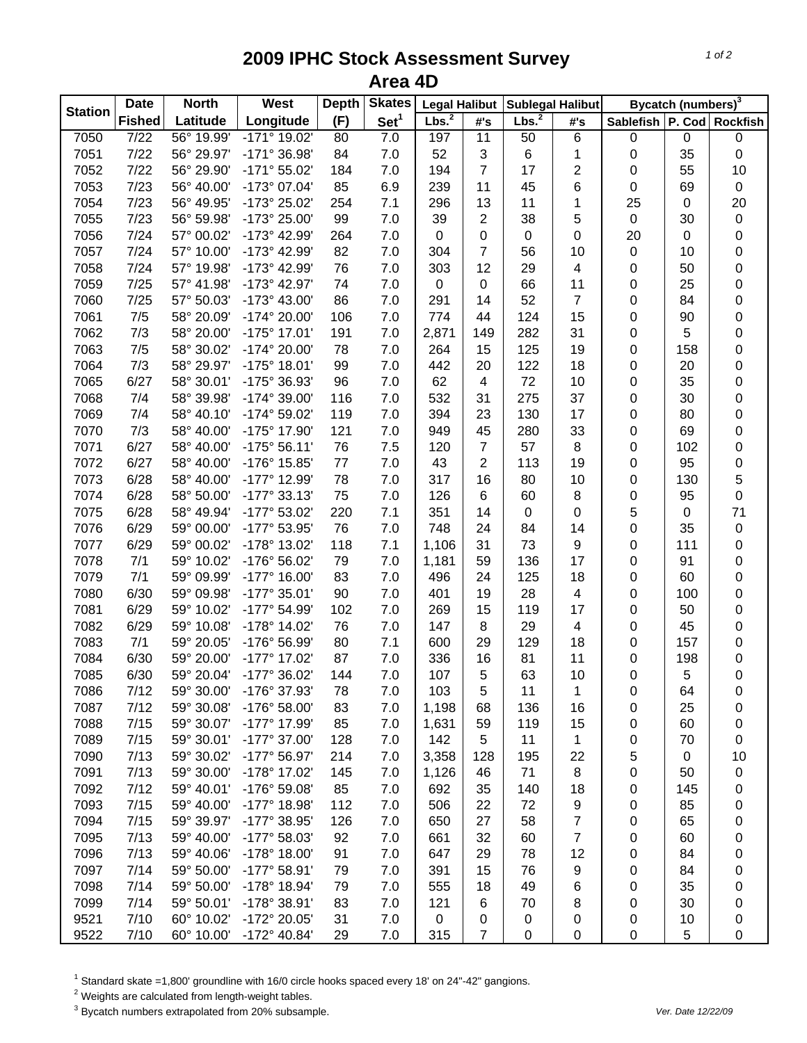# 2009 IPHC Stock Assessment Survey
## Area 4D

| Station | Date | North | West | Depth | Skates | Legal Halibut | | Sublegal Halibut | | Bycatch (numbers)[3] | | |
|---|---|---|---|---|---|---|---|---|---|---|---|---|
| | Fished | Latitude | Longitude | (F) | Set[1] | Lbs.[2] | #'s | Lbs.[2] | #'s | Sablefish | P. Cod | Rockfish |
| 7050 | 7/22 | 56° 19.99' | -171° 19.02' | 80 | 7.0 | 197 | 11 | 50 | 6 | 0 | 0 | 0 |
| 7051 | 7/22 | 56° 29.97' | -171° 36.98' | 84 | 7.0 | 52 | 3 | 6 | 1 | 0 | 35 | 0 |
| 7052 | 7/22 | 56° 29.90' | -171° 55.02' | 184 | 7.0 | 194 | 7 | 17 | 2 | 0 | 55 | 10 |
| 7053 | 7/23 | 56° 40.00' | -173° 07.04' | 85 | 6.9 | 239 | 11 | 45 | 6 | 0 | 69 | 0 |
| 7054 | 7/23 | 56° 49.95' | -173° 25.02' | 254 | 7.1 | 296 | 13 | 11 | 1 | 25 | 0 | 20 |
| 7055 | 7/23 | 56° 59.98' | -173° 25.00' | 99 | 7.0 | 39 | 2 | 38 | 5 | 0 | 30 | 0 |
| 7056 | 7/24 | 57° 00.02' | -173° 42.99' | 264 | 7.0 | 0 | 0 | 0 | 0 | 20 | 0 | 0 |
| 7057 | 7/24 | 57° 10.00' | -173° 42.99' | 82 | 7.0 | 304 | 7 | 56 | 10 | 0 | 10 | 0 |
| 7058 | 7/24 | 57° 19.98' | -173° 42.99' | 76 | 7.0 | 303 | 12 | 29 | 4 | 0 | 50 | 0 |
| 7059 | 7/25 | 57° 41.98' | -173° 42.97' | 74 | 7.0 | 0 | 0 | 66 | 11 | 0 | 25 | 0 |
| 7060 | 7/25 | 57° 50.03' | -173° 43.00' | 86 | 7.0 | 291 | 14 | 52 | 7 | 0 | 84 | 0 |
| 7061 | 7/5 | 58° 20.09' | -174° 20.00' | 106 | 7.0 | 774 | 44 | 124 | 15 | 0 | 90 | 0 |
| 7062 | 7/3 | 58° 20.00' | -175° 17.01' | 191 | 7.0 | 2,871 | 149 | 282 | 31 | 0 | 5 | 0 |
| 7063 | 7/5 | 58° 30.02' | -174° 20.00' | 78 | 7.0 | 264 | 15 | 125 | 19 | 0 | 158 | 0 |
| 7064 | 7/3 | 58° 29.97' | -175° 18.01' | 99 | 7.0 | 442 | 20 | 122 | 18 | 0 | 20 | 0 |
| 7065 | 6/27 | 58° 30.01' | -175° 36.93' | 96 | 7.0 | 62 | 4 | 72 | 10 | 0 | 35 | 0 |
| 7068 | 7/4 | 58° 39.98' | -174° 39.00' | 116 | 7.0 | 532 | 31 | 275 | 37 | 0 | 30 | 0 |
| 7069 | 7/4 | 58° 40.10' | -174° 59.02' | 119 | 7.0 | 394 | 23 | 130 | 17 | 0 | 80 | 0 |
| 7070 | 7/3 | 58° 40.00' | -175° 17.90' | 121 | 7.0 | 949 | 45 | 280 | 33 | 0 | 69 | 0 |
| 7071 | 6/27 | 58° 40.00' | -175° 56.11' | 76 | 7.5 | 120 | 7 | 57 | 8 | 0 | 102 | 0 |
| 7072 | 6/27 | 58° 40.00' | -176° 15.85' | 77 | 7.0 | 43 | 2 | 113 | 19 | 0 | 95 | 0 |
| 7073 | 6/28 | 58° 40.00' | -177° 12.99' | 78 | 7.0 | 317 | 16 | 80 | 10 | 0 | 130 | 5 |
| 7074 | 6/28 | 58° 50.00' | -177° 33.13' | 75 | 7.0 | 126 | 6 | 60 | 8 | 0 | 95 | 0 |
| 7075 | 6/28 | 58° 49.94' | -177° 53.02' | 220 | 7.1 | 351 | 14 | 0 | 0 | 5 | 0 | 71 |
| 7076 | 6/29 | 59° 00.00' | -177° 53.95' | 76 | 7.0 | 748 | 24 | 84 | 14 | 0 | 35 | 0 |
| 7077 | 6/29 | 59° 00.02' | -178° 13.02' | 118 | 7.1 | 1,106 | 31 | 73 | 9 | 0 | 111 | 0 |
| 7078 | 7/1 | 59° 10.02' | -176° 56.02' | 79 | 7.0 | 1,181 | 59 | 136 | 17 | 0 | 91 | 0 |
| 7079 | 7/1 | 59° 09.99' | -177° 16.00' | 83 | 7.0 | 496 | 24 | 125 | 18 | 0 | 60 | 0 |
| 7080 | 6/30 | 59° 09.98' | -177° 35.01' | 90 | 7.0 | 401 | 19 | 28 | 4 | 0 | 100 | 0 |
| 7081 | 6/29 | 59° 10.02' | -177° 54.99' | 102 | 7.0 | 269 | 15 | 119 | 17 | 0 | 50 | 0 |
| 7082 | 6/29 | 59° 10.08' | -178° 14.02' | 76 | 7.0 | 147 | 8 | 29 | 4 | 0 | 45 | 0 |
| 7083 | 7/1 | 59° 20.05' | -176° 56.99' | 80 | 7.1 | 600 | 29 | 129 | 18 | 0 | 157 | 0 |
| 7084 | 6/30 | 59° 20.00' | -177° 17.02' | 87 | 7.0 | 336 | 16 | 81 | 11 | 0 | 198 | 0 |
| 7085 | 6/30 | 59° 20.04' | -177° 36.02' | 144 | 7.0 | 107 | 5 | 63 | 10 | 0 | 5 | 0 |
| 7086 | 7/12 | 59° 30.00' | -176° 37.93' | 78 | 7.0 | 103 | 5 | 11 | 1 | 0 | 64 | 0 |
| 7087 | 7/12 | 59° 30.08' | -176° 58.00' | 83 | 7.0 | 1,198 | 68 | 136 | 16 | 0 | 25 | 0 |
| 7088 | 7/15 | 59° 30.07' | -177° 17.99' | 85 | 7.0 | 1,631 | 59 | 119 | 15 | 0 | 60 | 0 |
| 7089 | 7/15 | 59° 30.01' | -177° 37.00' | 128 | 7.0 | 142 | 5 | 11 | 1 | 0 | 70 | 0 |
| 7090 | 7/13 | 59° 30.02' | -177° 56.97' | 214 | 7.0 | 3,358 | 128 | 195 | 22 | 5 | 0 | 10 |
| 7091 | 7/13 | 59° 30.00' | -178° 17.02' | 145 | 7.0 | 1,126 | 46 | 71 | 8 | 0 | 50 | 0 |
| 7092 | 7/12 | 59° 40.01' | -176° 59.08' | 85 | 7.0 | 692 | 35 | 140 | 18 | 0 | 145 | 0 |
| 7093 | 7/15 | 59° 40.00' | -177° 18.98' | 112 | 7.0 | 506 | 22 | 72 | 9 | 0 | 85 | 0 |
| 7094 | 7/15 | 59° 39.97' | -177° 38.95' | 126 | 7.0 | 650 | 27 | 58 | 7 | 0 | 65 | 0 |
| 7095 | 7/13 | 59° 40.00' | -177° 58.03' | 92 | 7.0 | 661 | 32 | 60 | 7 | 0 | 60 | 0 |
| 7096 | 7/13 | 59° 40.06' | -178° 18.00' | 91 | 7.0 | 647 | 29 | 78 | 12 | 0 | 84 | 0 |
| 7097 | 7/14 | 59° 50.00' | -177° 58.91' | 79 | 7.0 | 391 | 15 | 76 | 9 | 0 | 84 | 0 |
| 7098 | 7/14 | 59° 50.00' | -178° 18.94' | 79 | 7.0 | 555 | 18 | 49 | 6 | 0 | 35 | 0 |
| 7099 | 7/14 | 59° 50.01' | -178° 38.91' | 83 | 7.0 | 121 | 6 | 70 | 8 | 0 | 30 | 0 |
| 9521 | 7/10 | 60° 10.02' | -172° 20.05' | 31 | 7.0 | 0 | 0 | 0 | 0 | 0 | 10 | 0 |
| 9522 | 7/10 | 60° 10.00' | -172° 40.84' | 29 | 7.0 | 315 | 7 | 0 | 0 | 0 | 5 | 0 |

[1] Standard skate =1,800' groundline with 16/0 circle hooks spaced every 18' on 24"-42" gangions.

[2] Weights are calculated from length-weight tables.

[3] Bycatch numbers extrapolated from 20% subsample.

*Ver. Date 12/22/09*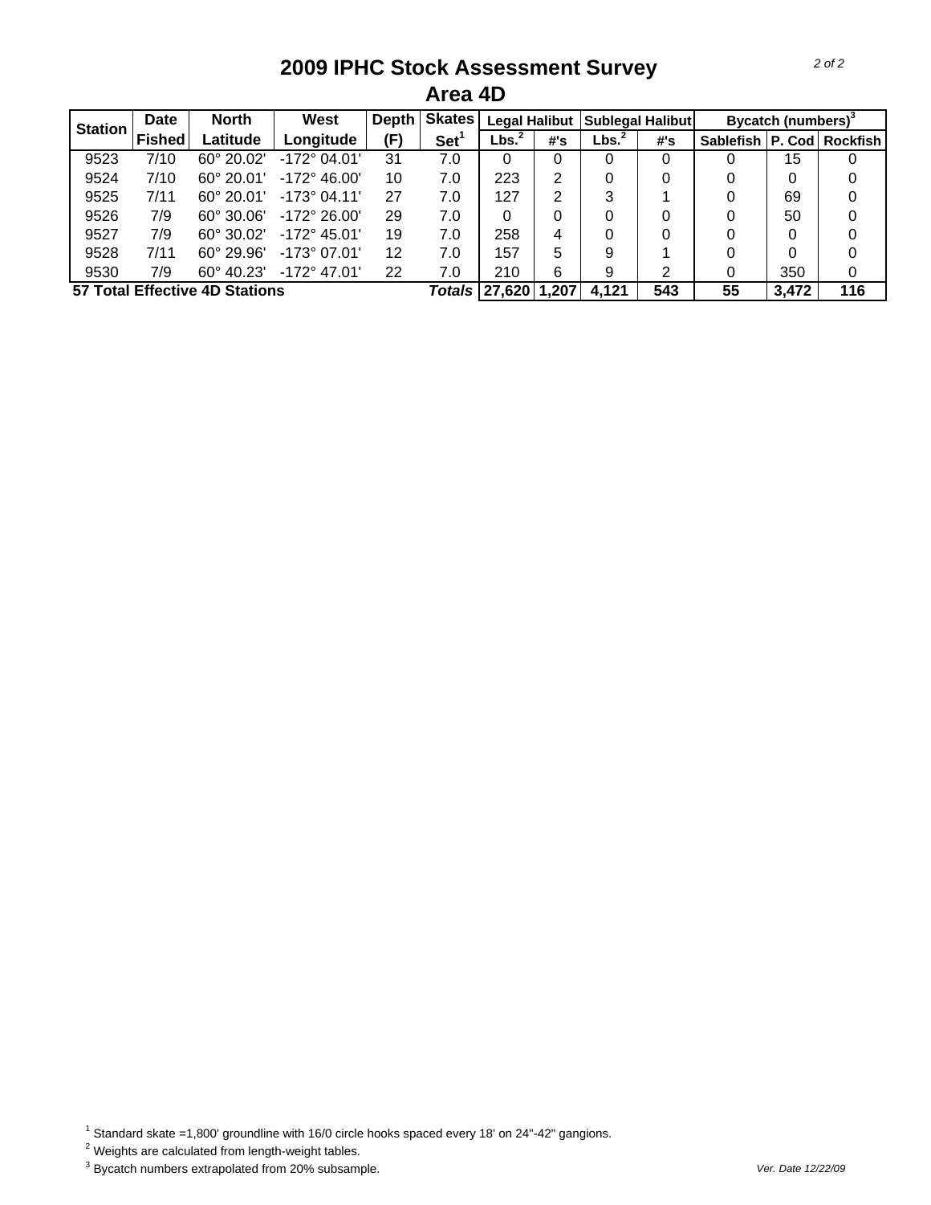# 2009 IPHC Stock Assessment Survey

## Area 4D

| Station | Date Fished | North Latitude | West Longitude | Depth (F) | Skates Set[1] | Legal Halibut | | Sublegal Halibut | | Bycatch (numbers)[3] | | |
|---|---|---|---|---|---|---|---|---|---|---|---|---|
| | | | | | | Lbs.[2] | #'s | Lbs.[2] | #'s | Sablefish | P. Cod | Rockfish |
| 9523 | 7/10 | 60° 20.02' | -172° 04.01' | 31 | 7.0 | 0 | 0 | 0 | 0 | 0 | 15 | 0 |
| 9524 | 7/10 | 60° 20.01' | -172° 46.00' | 10 | 7.0 | 223 | 2 | 0 | 0 | 0 | 0 | 0 |
| 9525 | 7/11 | 60° 20.01' | -173° 04.11' | 27 | 7.0 | 127 | 2 | 3 | 1 | 0 | 69 | 0 |
| 9526 | 7/9 | 60° 30.06' | -172° 26.00' | 29 | 7.0 | 0 | 0 | 0 | 0 | 0 | 50 | 0 |
| 9527 | 7/9 | 60° 30.02' | -172° 45.01' | 19 | 7.0 | 258 | 4 | 0 | 0 | 0 | 0 | 0 |
| 9528 | 7/11 | 60° 29.96' | -173° 07.01' | 12 | 7.0 | 157 | 5 | 9 | 1 | 0 | 0 | 0 |
| 9530 | 7/9 | 60° 40.23' | -172° 47.01' | 22 | 7.0 | 210 | 6 | 9 | 2 | 0 | 350 | 0 |
| **57 Total Effective 4D Stations** | | | | | ***Totals*** | **27,620** | **1,207** | **4,121** | **543** | **55** | **3,472** | **116** |

[1] Standard skate =1,800' groundline with 16/0 circle hooks spaced every 18' on 24"-42" gangions.

[2] Weights are calculated from length-weight tables.

[3] Bycatch numbers extrapolated from 20% subsample.

*Ver. Date 12/22/09*